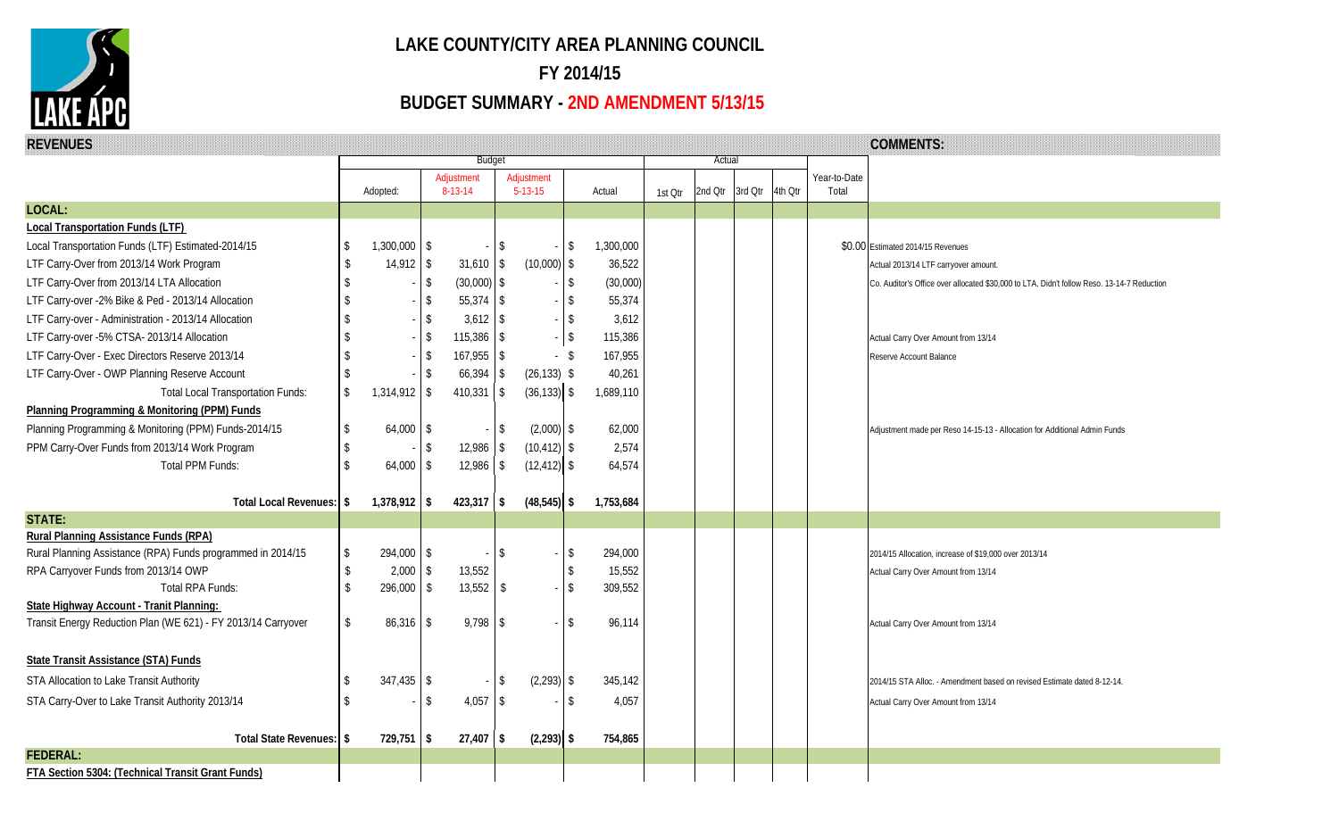# LAKE COUNTY/CITY AREA PLANNING COUNCIL

## FY 2014/15

## BUDGET SUMMARY - 2ND AMENDMENT 5/13/15

| REVENUES | Budget | | | | Actual | | | | | COMMENTS: |
|---|---|---|---|---|---|---|---|---|---|---|
| | Adopted: | Adjustment 8-13-14 | Adjustment 5-13-15 | Actual | 1st Qtr | 2nd Qtr | 3rd Qtr | 4th Qtr | Year-to-Date Total | |
| **LOCAL:** | | | | | | | | | | |
| **Local Transportation Funds (LTF)** | | | | | | | | | | |
| Local Transportation Funds (LTF) Estimated-2014/15 | $ 1,300,000 | $ - | $ - | $ 1,300,000 | | | | | $0.00 | Estimated 2014/15 Revenues |
| LTF Carry-Over from 2013/14 Work Program | $ 14,912 | $ 31,610 | $ (10,000) | $ 36,522 | | | | | | Actual 2013/14 LTF carryover amount. |
| LTF Carry-Over from 2013/14 LTA Allocation | $ - | $ (30,000) | $ - | $ (30,000) | | | | | | Co. Auditor's Office over allocated $30,000 to LTA. Didn't follow Reso. 13-14-7 Reduction |
| LTF Carry-over -2% Bike & Ped - 2013/14 Allocation | $ - | $ 55,374 | $ - | $ 55,374 | | | | | | |
| LTF Carry-over - Administration - 2013/14 Allocation | $ - | $ 3,612 | $ - | $ 3,612 | | | | | | |
| LTF Carry-over -5% CTSA- 2013/14 Allocation | $ - | $ 115,386 | $ - | $ 115,386 | | | | | | Actual Carry Over Amount from 13/14 |
| LTF Carry-Over - Exec Directors Reserve 2013/14 | $ - | $ 167,955 | $ - | $ 167,955 | | | | | | Reserve Account Balance |
| LTF Carry-Over - OWP Planning Reserve Account | $ - | $ 66,394 | $ (26,133) | $ 40,261 | | | | | | |
| Total Local Transportation Funds: | $ 1,314,912 | $ 410,331 | $ (36,133) | $ 1,689,110 | | | | | | |
| **Planning Programming & Monitoring (PPM) Funds** | | | | | | | | | | |
| Planning Programming & Monitoring (PPM) Funds-2014/15 | $ 64,000 | $ - | $ (2,000) | $ 62,000 | | | | | | Adjustment made per Reso 14-15-13 - Allocation for Additional Admin Funds |
| PPM Carry-Over Funds from 2013/14 Work Program | $ - | $ 12,986 | $ (10,412) | $ 2,574 | | | | | | |
| Total PPM Funds: | $ 64,000 | $ 12,986 | $ (12,412) | $ 64,574 | | | | | | |
| **Total Local Revenues:** | **$ 1,378,912** | **$ 423,317** | **$ (48,545)** | **$ 1,753,684** | | | | | | |
| **STATE:** | | | | | | | | | | |
| **Rural Planning Assistance Funds (RPA)** | | | | | | | | | | |
| Rural Planning Assistance (RPA) Funds programmed in 2014/15 | $ 294,000 | $ - | $ - | $ 294,000 | | | | | | 2014/15 Allocation, increase of $19,000 over 2013/14 |
| RPA Carryover Funds from 2013/14 OWP | $ 2,000 | $ 13,552 | | $ 15,552 | | | | | | Actual Carry Over Amount from 13/14 |
| Total RPA Funds: | $ 296,000 | $ 13,552 | $ - | $ 309,552 | | | | | | |
| **State Highway Account - Tranit Planning:** | | | | | | | | | | |
| Transit Energy Reduction Plan (WE 621) - FY 2013/14 Carryover | $ 86,316 | $ 9,798 | $ - | $ 96,114 | | | | | | Actual Carry Over Amount from 13/14 |
| **State Transit Assistance (STA) Funds** | | | | | | | | | | |
| STA Allocation to Lake Transit Authority | $ 347,435 | $ - | $ (2,293) | $ 345,142 | | | | | | 2014/15 STA Alloc. - Amendment based on revised Estimate dated 8-12-14. |
| STA Carry-Over to Lake Transit Authority 2013/14 | $ - | $ 4,057 | $ - | $ 4,057 | | | | | | Actual Carry Over Amount from 13/14 |
| **Total State Revenues:** | **$ 729,751** | **$ 27,407** | **$ (2,293)** | **$ 754,865** | | | | | | |
| **FEDERAL:** | | | | | | | | | | |
| **FTA Section 5304: (Technical Transit Grant Funds)** | | | | | | | | | | |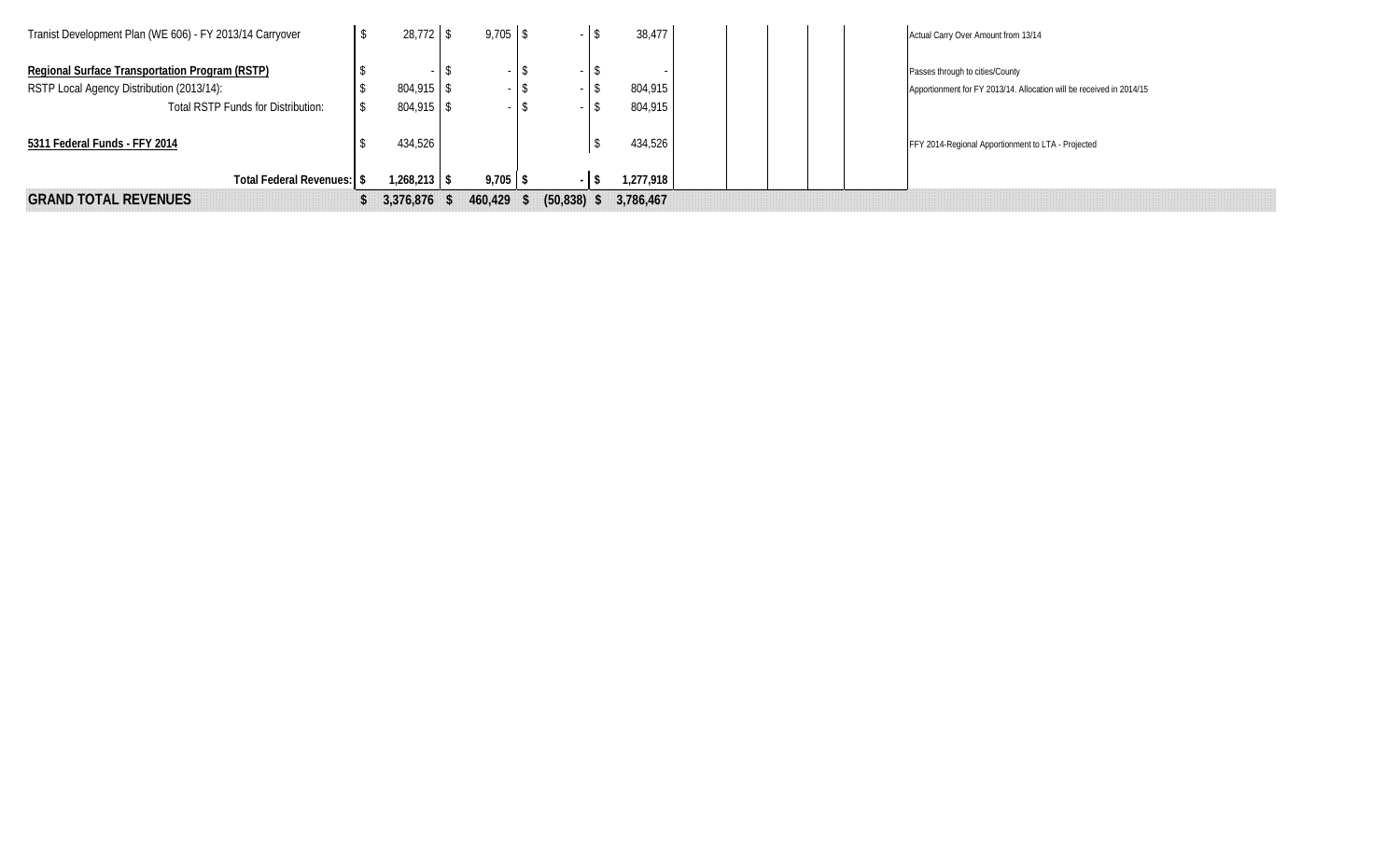| | | | | | | | | | | |
|---|---|---|---|---|---|---|---|---|---|---|
| Tranist Development Plan (WE 606) - FY 2013/14 Carryover | $ 28,772 | $ 9,705 | $ - | $ 38,477 | | | | | | Actual Carry Over Amount from 13/14 |
| **Regional Surface Transportation Program (RSTP)** | $ - | $ - | $ - | $ - | | | | | | Passes through to cities/County |
| RSTP Local Agency Distribution (2013/14): | $ 804,915 | $ - | $ - | $ 804,915 | | | | | | Apportionment for FY 2013/14. Allocation will be received in 2014/15 |
| Total RSTP Funds for Distribution: | $ 804,915 | $ - | $ - | $ 804,915 | | | | | | |
| **5311 Federal Funds - FFY 2014** | $ 434,526 | | | $ 434,526 | | | | | | FFY 2014-Regional Apportionment to LTA - Projected |
| **Total Federal Revenues:** | **$ 1,268,213** | **$ 9,705** | **$ -** | **$ 1,277,918** | | | | | | |
| **GRAND TOTAL REVENUES** | **$ 3,376,876** | **$ 460,429** | **$ (50,838)** | **$ 3,786,467** | | | | | | |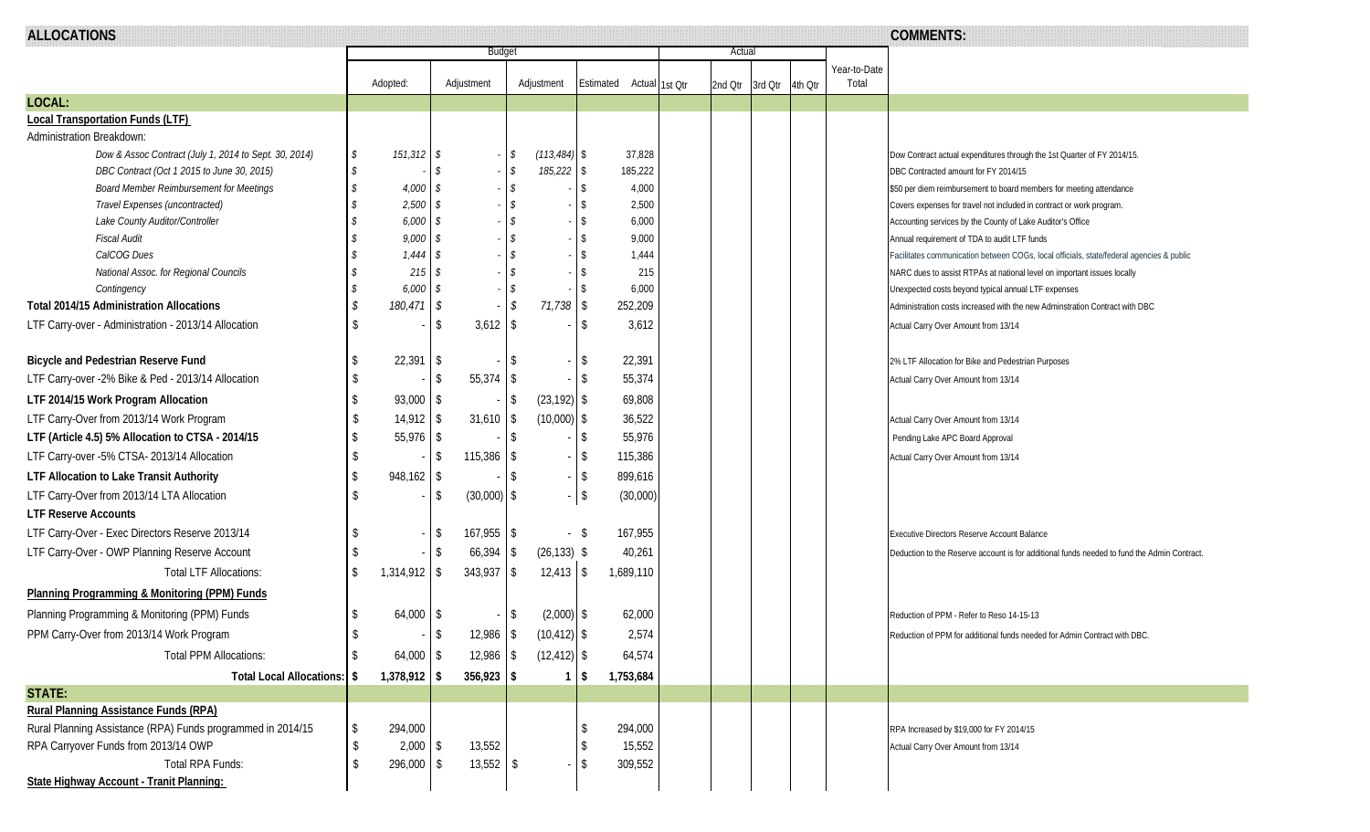| ALLOCATIONS | Budget | | | | Actual | | | | | COMMENTS: |
|---|---|---|---|---|---|---|---|---|---|---|
| | Adopted: | Adjustment | Adjustment | Estimated Actual | 1st Qtr | 2nd Qtr | 3rd Qtr | 4th Qtr | Year-to-Date Total | |
| **LOCAL:** | | | | | | | | | | |
| **Local Transportation Funds (LTF)** | | | | | | | | | | |
| Administration Breakdown: | | | | | | | | | | |
| *Dow & Assoc Contract (July 1, 2014 to Sept. 30, 2014)* | *$ 151,312* | *$ -* | *$ (113,484)* | $ 37,828 | | | | | | Dow Contract actual expenditures through the 1st Quarter of FY 2014/15. |
| *DBC Contract (Oct 1 2015 to June 30, 2015)* | *$ -* | *$ -* | *$ 185,222* | $ 185,222 | | | | | | DBC Contracted amount for FY 2014/15 |
| *Board Member Reimbursement for Meetings* | *$ 4,000* | *$ -* | *$ -* | $ 4,000 | | | | | | $50 per diem reimbursement to board members for meeting attendance |
| *Travel Expenses (uncontracted)* | *$ 2,500* | *$ -* | *$ -* | $ 2,500 | | | | | | Covers expenses for travel not included in contract or work program. |
| *Lake County Auditor/Controller* | *$ 6,000* | *$ -* | *$ -* | $ 6,000 | | | | | | Accounting services by the County of Lake Auditor's Office |
| *Fiscal Audit* | *$ 9,000* | *$ -* | *$ -* | $ 9,000 | | | | | | Annual requirement of TDA to audit LTF funds |
| *CalCOG Dues* | *$ 1,444* | *$ -* | *$ -* | $ 1,444 | | | | | | Facilitates communication between COGs, local officials, state/federal agencies & public |
| *National Assoc. for Regional Councils* | *$ 215* | *$ -* | *$ -* | $ 215 | | | | | | NARC dues to assist RTPAs at national level on important issues locally |
| *Contingency* | *$ 6,000* | *$ -* | *$ -* | $ 6,000 | | | | | | Unexpected costs beyond typical annual LTF expenses |
| **Total 2014/15 Administration Allocations** | *$ 180,471* | *$ -* | *$ 71,738* | $ 252,209 | | | | | | Administration costs increased with the new Adminstration Contract with DBC |
| LTF Carry-over - Administration - 2013/14 Allocation | $ - | $ 3,612 | $ - | $ 3,612 | | | | | | Actual Carry Over Amount from 13/14 |
| **Bicycle and Pedestrian Reserve Fund** | $ 22,391 | $ - | $ - | $ 22,391 | | | | | | 2% LTF Allocation for Bike and Pedestrian Purposes |
| LTF Carry-over -2% Bike & Ped - 2013/14 Allocation | $ - | $ 55,374 | $ - | $ 55,374 | | | | | | Actual Carry Over Amount from 13/14 |
| **LTF 2014/15 Work Program Allocation** | $ 93,000 | $ - | $ (23,192) | $ 69,808 | | | | | | |
| LTF Carry-Over from 2013/14 Work Program | $ 14,912 | $ 31,610 | $ (10,000) | $ 36,522 | | | | | | Actual Carry Over Amount from 13/14 |
| **LTF (Article 4.5) 5% Allocation to CTSA - 2014/15** | $ 55,976 | $ - | $ - | $ 55,976 | | | | | | Pending Lake APC Board Approval |
| LTF Carry-over -5% CTSA- 2013/14 Allocation | $ - | $ 115,386 | $ - | $ 115,386 | | | | | | Actual Carry Over Amount from 13/14 |
| **LTF Allocation to Lake Transit Authority** | $ 948,162 | $ - | $ - | $ 899,616 | | | | | | |
| LTF Carry-Over from 2013/14 LTA Allocation | $ - | $ (30,000) | $ - | $ (30,000) | | | | | | |
| **LTF Reserve Accounts** | | | | | | | | | | |
| LTF Carry-Over - Exec Directors Reserve 2013/14 | $ - | $ 167,955 | $ - | $ 167,955 | | | | | | Executive Directors Reserve Account Balance |
| LTF Carry-Over - OWP Planning Reserve Account | $ - | $ 66,394 | $ (26,133) | $ 40,261 | | | | | | Deduction to the Reserve account is for additional funds needed to fund the Admin Contract. |
| Total LTF Allocations: | $ 1,314,912 | $ 343,937 | $ 12,413 | $ 1,689,110 | | | | | | |
| **Planning Programming & Monitoring (PPM) Funds** | | | | | | | | | | |
| Planning Programming & Monitoring (PPM) Funds | $ 64,000 | $ - | $ (2,000) | $ 62,000 | | | | | | Reduction of PPM - Refer to Reso 14-15-13 |
| PPM Carry-Over from 2013/14 Work Program | $ - | $ 12,986 | $ (10,412) | $ 2,574 | | | | | | Reduction of PPM for additional funds needed for Admin Contract with DBC. |
| Total PPM Allocations: | $ 64,000 | $ 12,986 | $ (12,412) | $ 64,574 | | | | | | |
| **Total Local Allocations:** | **$ 1,378,912** | **$ 356,923** | **$ 1** | **$ 1,753,684** | | | | | | |
| **STATE:** | | | | | | | | | | |
| **Rural Planning Assistance Funds (RPA)** | | | | | | | | | | |
| Rural Planning Assistance (RPA) Funds programmed in 2014/15 | $ 294,000 | | | $ 294,000 | | | | | | RPA Increased by $19,000 for FY 2014/15 |
| RPA Carryover Funds from 2013/14 OWP | $ 2,000 | $ 13,552 | | $ 15,552 | | | | | | Actual Carry Over Amount from 13/14 |
| Total RPA Funds: | $ 296,000 | $ 13,552 | $ - | $ 309,552 | | | | | | |
| **State Highway Account - Tranit Planning:** | | | | | | | | | | |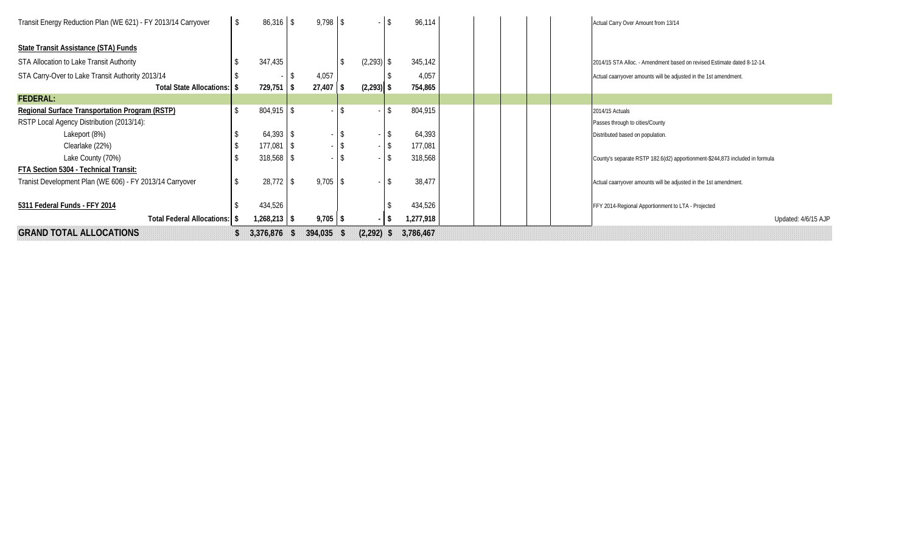| | | | | | | | | | | |
|---|---|---|---|---|---|---|---|---|---|---|
| Transit Energy Reduction Plan (WE 621) - FY 2013/14 Carryover | $ 86,316 | $ 9,798 | $ - | $ 96,114 | | | | | | Actual Carry Over Amount from 13/14 |
| **State Transit Assistance (STA) Funds** | | | | | | | | | | |
| STA Allocation to Lake Transit Authority | $ 347,435 | | $ (2,293) | $ 345,142 | | | | | | 2014/15 STA Alloc. - Amendment based on revised Estimate dated 8-12-14. |
| STA Carry-Over to Lake Transit Authority 2013/14 | $ - | $ 4,057 | | $ 4,057 | | | | | | Actual caarryover amounts will be adjusted in the 1st amendment. |
| **Total State Allocations:** | **$ 729,751** | **$ 27,407** | **$ (2,293)** | **$ 754,865** | | | | | | |
| **FEDERAL:** | | | | | | | | | | |
| **Regional Surface Transportation Program (RSTP)** | $ 804,915 | $ - | $ - | $ 804,915 | | | | | | 2014/15 Actuals |
| RSTP Local Agency Distribution (2013/14): | | | | | | | | | | Passes through to cities/County |
| Lakeport (8%) | $ 64,393 | $ - | $ - | $ 64,393 | | | | | | Distributed based on population. |
| Clearlake (22%) | $ 177,081 | $ - | $ - | $ 177,081 | | | | | | |
| Lake County (70%) | $ 318,568 | $ - | $ - | $ 318,568 | | | | | | County's separate RSTP 182.6(d2) apportionment-$244,873 included in formula |
| **FTA Section 5304 - Technical Transit:** | | | | | | | | | | |
| Tranist Development Plan (WE 606) - FY 2013/14 Carryover | $ 28,772 | $ 9,705 | $ - | $ 38,477 | | | | | | Actual caarryover amounts will be adjusted in the 1st amendment. |
| **5311 Federal Funds - FFY 2014** | $ 434,526 | | | $ 434,526 | | | | | | FFY 2014-Regional Apportionment to LTA - Projected |
| **Total Federal Allocations:** | **$ 1,268,213** | **$ 9,705** | **$ -** | **$ 1,277,918** | | | | | | Updated: 4/6/15 AJP |
| **GRAND TOTAL ALLOCATIONS** | **$ 3,376,876** | **$ 394,035** | **$ (2,292)** | **$ 3,786,467** | | | | | | |